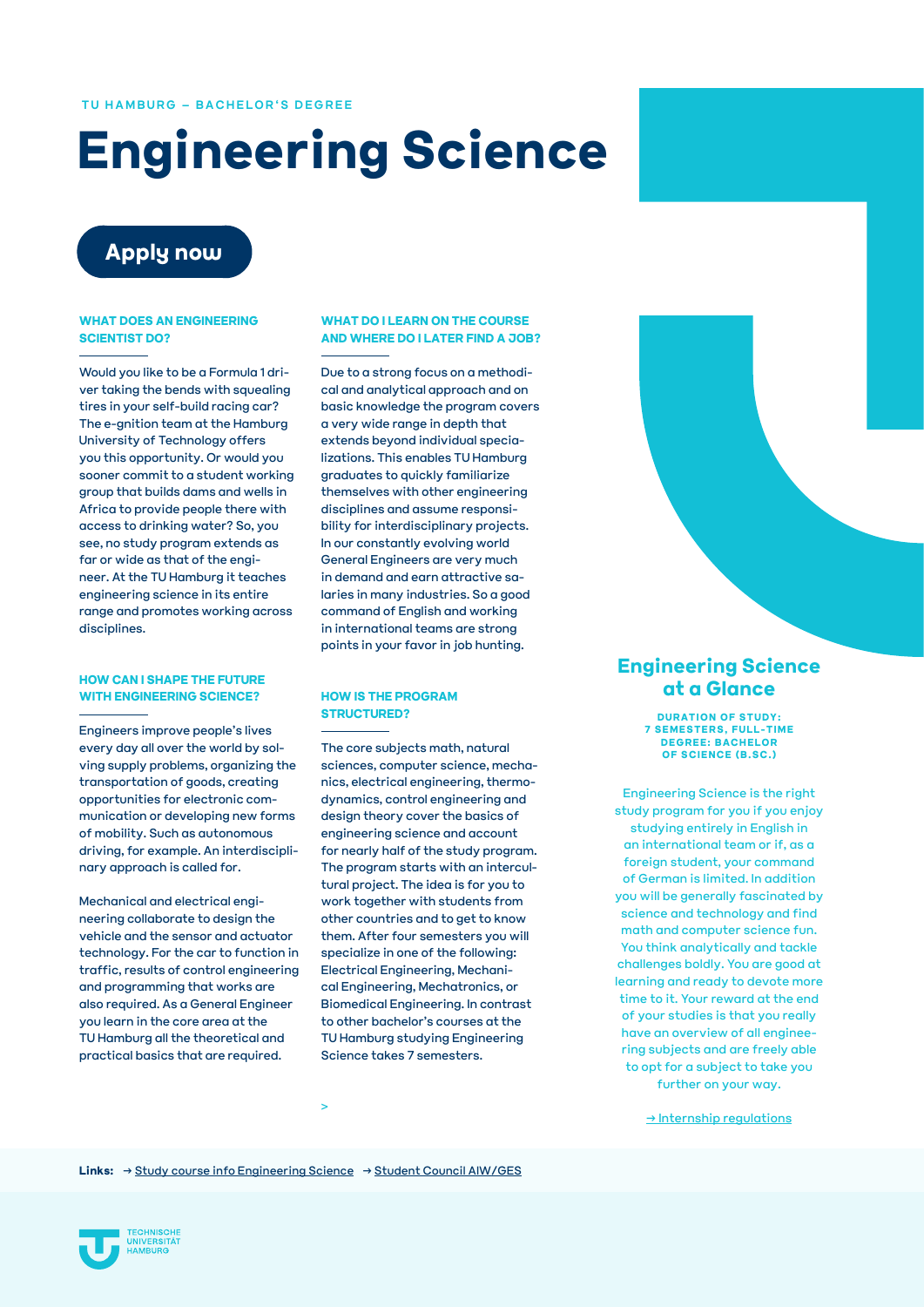TU HAMBURG – BACHELOR'S DEGREE

# Engineering Science

Apply now

## WHAT DOES AN ENGINEERING SCIENTIST DO?

Would you like to be a Formula 1 driver taking the bends with squealing tires in your self-build racing car? The e-gnition team at the Hamburg University of Technology offers you this opportunity. Or would you sooner commit to a student working group that builds dams and wells in Africa to provide people there with access to drinking water? So, you see, no study program extends as far or wide as that of the engineer. At the TU Hamburg it teaches engineering science in its entire range and promotes working across disciplines.

## HOW CAN I SHAPE THE FUTURE WITH ENGINEERING SCIENCE?

Engineers improve people's lives every day all over the world by solving supply problems, organizing the transportation of goods, creating opportunities for electronic communication or developing new forms of mobility. Such as autonomous driving, for example. An interdisciplinary approach is called for.

Mechanical and electrical engineering collaborate to design the vehicle and the sensor and actuator technology. For the car to function in traffic, results of control engineering and programming that works are also required. As a General Engineer you learn in the core area at the TU Hamburg all the theoretical and practical basics that are required.

## WHAT DO I LEARN ON THE COURSE AND WHERE DO I LATER FIND A JOB?

Due to a strong focus on a methodical and analytical approach and on basic knowledge the program covers a very wide range in depth that extends beyond individual specializations. This enables TU Hamburg graduates to quickly familiarize themselves with other engineering disciplines and assume responsibility for interdisciplinary projects. In our constantly evolving world General Engineers are very much in demand and earn attractive salaries in many industries. So a good command of English and working in international teams are strong points in your favor in job hunting.

## HOW IS THE PROGRAM STRUCTURED?

The core subjects math, natural sciences, computer science, mechanics, electrical engineering, thermodynamics, control engineering and design theory cover the basics of engineering science and account for nearly half of the study program. The program starts with an intercultural project. The idea is for you to work together with students from other countries and to get to know them. After four semesters you will specialize in one of the following: Electrical Engineering, Mechanical Engineering, Mechatronics, or Biomedical Engineering. In contrast to other bachelor's courses at the TU Hamburg studying Engineering Science takes 7 semesters.

>

## Engineering Science at a Glance

**DURATION OF STUDY: 7 SEMESTERS, FULL-TIME**
**DEGREE: BACHELOR OF SCIENCE (B.SC.)**

Engineering Science is the right study program for you if you enjoy studying entirely in English in an international team or if, as a foreign student, your command of German is limited. In addition you will be generally fascinated by science and technology and find math and computer science fun. You think analytically and tackle challenges boldly. You are good at learning and ready to devote more time to it. Your reward at the end of your studies is that you really have an overview of all engineering subjects and are freely able to opt for a subject to take you further on your way.

→ Internship regulations

**Links:** → Study course info Engineering Science → Student Council AIW/GES

TECHNISCHE UNIVERSITÄT HAMBURG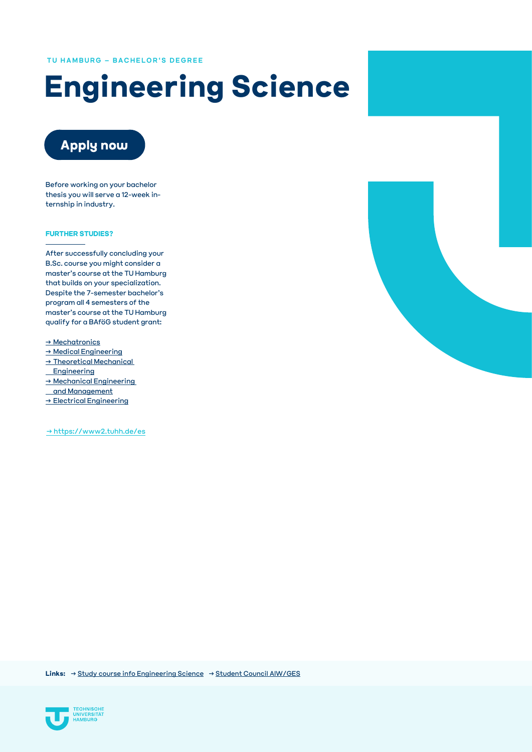TU HAMBURG – BACHELOR'S DEGREE

# Engineering Science

Apply now

Before working on your bachelor thesis you will serve a 12-week internship in industry.

### FURTHER STUDIES?

After successfully concluding your B.Sc. course you might consider a master's course at the TU Hamburg that builds on your specialization. Despite the 7-semester bachelor's program all 4 semesters of the master's course at the TU Hamburg qualify for a BAföG student grant:

→ Mechatronics
→ Medical Engineering
→ Theoretical Mechanical Engineering
→ Mechanical Engineering and Management
→ Electrical Engineering

→ https://www2.tuhh.de/es

**Links:** → Study course info Engineering Science → Student Council AIW/GES

TECHNISCHE UNIVERSITÄT HAMBURG